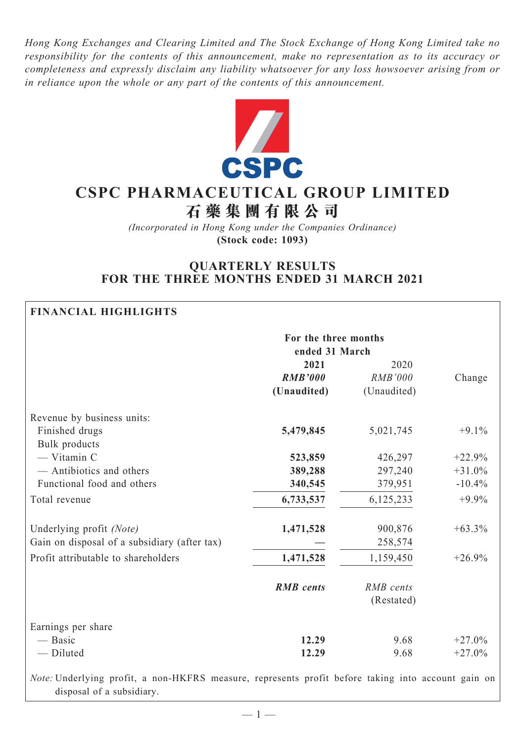*Hong Kong Exchanges and Clearing Limited and The Stock Exchange of Hong Kong Limited take no responsibility for the contents of this announcement, make no representation as to its accuracy or completeness and expressly disclaim any liability whatsoever for any loss howsoever arising from or in reliance upon the whole or any part of the contents of this announcement.*

# CSPC PHARMACEUTICAL GROUP LIMITED
# 石藥集團有限公司

*(Incorporated in Hong Kong under the Companies Ordinance)*
**(Stock code: 1093)**

## QUARTERLY RESULTS FOR THE THREE MONTHS ENDED 31 MARCH 2021

**FINANCIAL HIGHLIGHTS**

| | For the three months ended 31 March | | |
|---|---|---|---|
| | **2021** | 2020 | |
| | ***RMB'000*** | *RMB'000* | Change |
| | **(Unaudited)** | (Unaudited) | |
| Revenue by business units: | | | |
| Finished drugs | **5,479,845** | 5,021,745 | +9.1% |
| Bulk products | | | |
| — Vitamin C | **523,859** | 426,297 | +22.9% |
| — Antibiotics and others | **389,288** | 297,240 | +31.0% |
| Functional food and others | **340,545** | 379,951 | -10.4% |
| Total revenue | **6,733,537** | 6,125,233 | +9.9% |
| Underlying profit *(Note)* | **1,471,528** | 900,876 | +63.3% |
| Gain on disposal of a subsidiary (after tax) | **—** | 258,574 | |
| Profit attributable to shareholders | **1,471,528** | 1,159,450 | +26.9% |
| | ***RMB cents*** | *RMB cents* (Restated) | |
| Earnings per share | | | |
| — Basic | **12.29** | 9.68 | +27.0% |
| — Diluted | **12.29** | 9.68 | +27.0% |

*Note:* Underlying profit, a non-HKFRS measure, represents profit before taking into account gain on disposal of a subsidiary.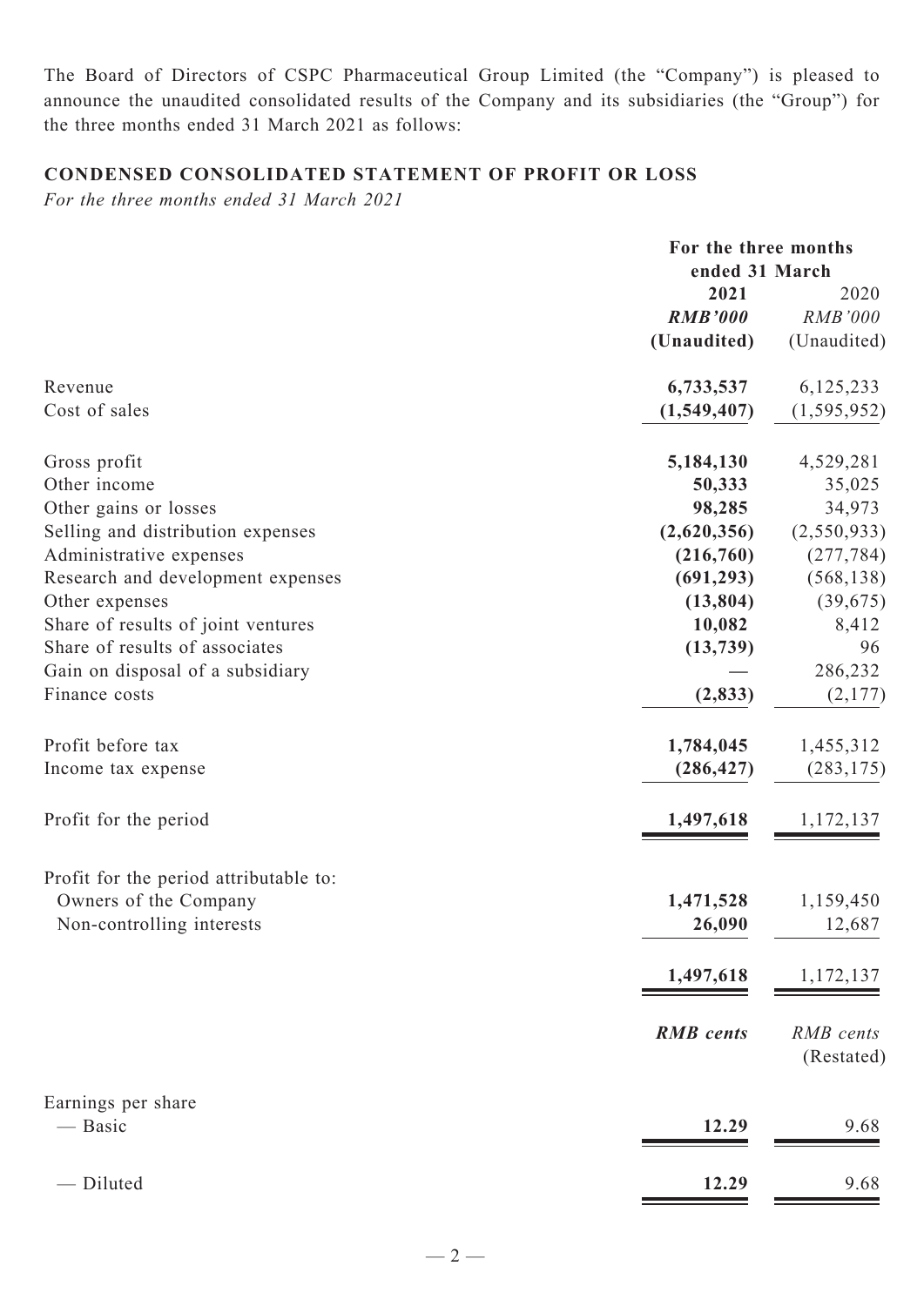The Board of Directors of CSPC Pharmaceutical Group Limited (the "Company") is pleased to announce the unaudited consolidated results of the Company and its subsidiaries (the "Group") for the three months ended 31 March 2021 as follows:

## CONDENSED CONSOLIDATED STATEMENT OF PROFIT OR LOSS

*For the three months ended 31 March 2021*

| | For the three months ended 31 March | |
|---|---|---|
| | **2021** | 2020 |
| | ***RMB'000*** | *RMB'000* |
| | **(Unaudited)** | (Unaudited) |
| Revenue | **6,733,537** | 6,125,233 |
| Cost of sales | **(1,549,407)** | (1,595,952) |
| Gross profit | **5,184,130** | 4,529,281 |
| Other income | **50,333** | 35,025 |
| Other gains or losses | **98,285** | 34,973 |
| Selling and distribution expenses | **(2,620,356)** | (2,550,933) |
| Administrative expenses | **(216,760)** | (277,784) |
| Research and development expenses | **(691,293)** | (568,138) |
| Other expenses | **(13,804)** | (39,675) |
| Share of results of joint ventures | **10,082** | 8,412 |
| Share of results of associates | **(13,739)** | 96 |
| Gain on disposal of a subsidiary | **—** | 286,232 |
| Finance costs | **(2,833)** | (2,177) |
| Profit before tax | **1,784,045** | 1,455,312 |
| Income tax expense | **(286,427)** | (283,175) |
| Profit for the period | **1,497,618** | 1,172,137 |
| Profit for the period attributable to: | | |
| Owners of the Company | **1,471,528** | 1,159,450 |
| Non-controlling interests | **26,090** | 12,687 |
| | **1,497,618** | 1,172,137 |
| | ***RMB cents*** | *RMB cents* (Restated) |
| Earnings per share | | |
| — Basic | **12.29** | 9.68 |
| — Diluted | **12.29** | 9.68 |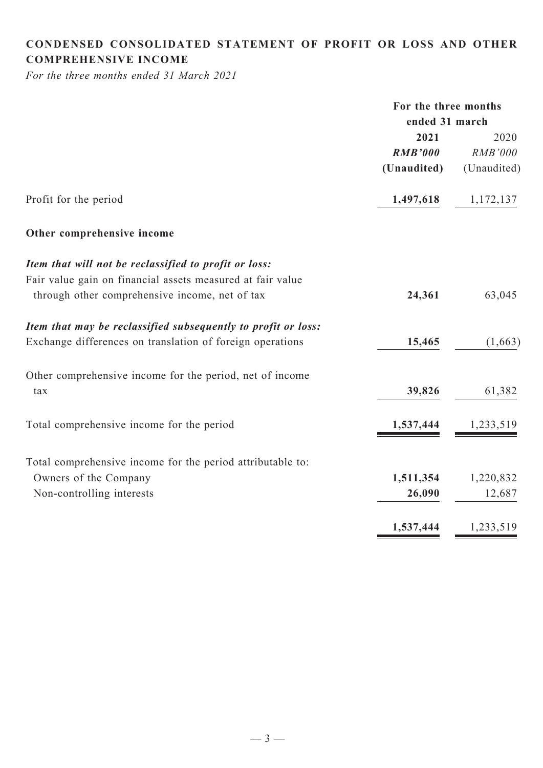# CONDENSED CONSOLIDATED STATEMENT OF PROFIT OR LOSS AND OTHER COMPREHENSIVE INCOME

*For the three months ended 31 March 2021*

| | For the three months ended 31 march | |
|---|---|---|
| | **2021** | 2020 |
| | ***RMB'000*** | *RMB'000* |
| | **(Unaudited)** | (Unaudited) |
| Profit for the period | **1,497,618** | 1,172,137 |
| **Other comprehensive income** | | |
| ***Item that will not be reclassified to profit or loss:*** | | |
| Fair value gain on financial assets measured at fair value through other comprehensive income, net of tax | **24,361** | 63,045 |
| ***Item that may be reclassified subsequently to profit or loss:*** | | |
| Exchange differences on translation of foreign operations | **15,465** | (1,663) |
| Other comprehensive income for the period, net of income tax | **39,826** | 61,382 |
| Total comprehensive income for the period | **1,537,444** | 1,233,519 |
| Total comprehensive income for the period attributable to: | | |
| Owners of the Company | **1,511,354** | 1,220,832 |
| Non-controlling interests | **26,090** | 12,687 |
| | **1,537,444** | 1,233,519 |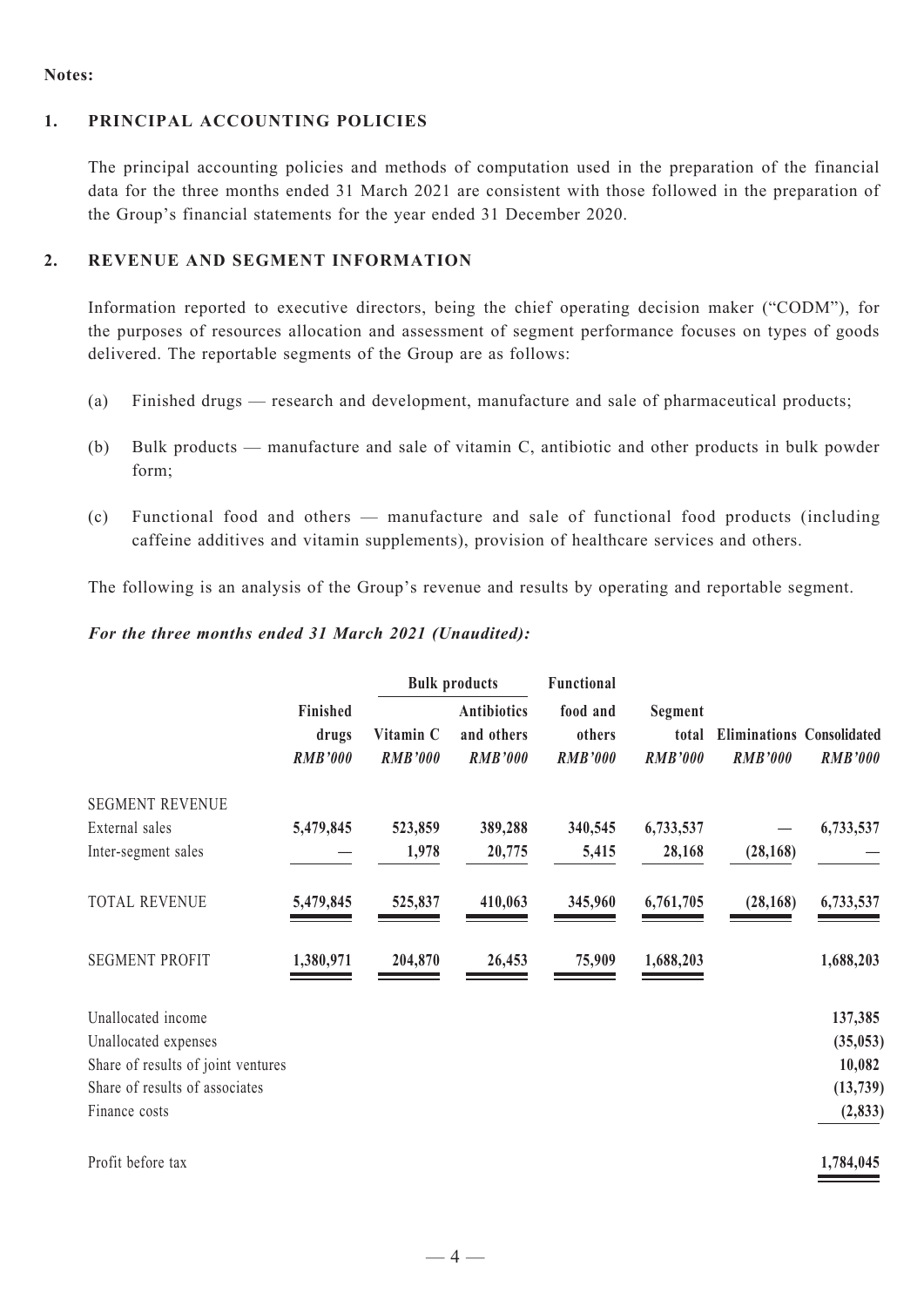**Notes:**

## 1. PRINCIPAL ACCOUNTING POLICIES

The principal accounting policies and methods of computation used in the preparation of the financial data for the three months ended 31 March 2021 are consistent with those followed in the preparation of the Group's financial statements for the year ended 31 December 2020.

## 2. REVENUE AND SEGMENT INFORMATION

Information reported to executive directors, being the chief operating decision maker ("CODM"), for the purposes of resources allocation and assessment of segment performance focuses on types of goods delivered. The reportable segments of the Group are as follows:

(a) Finished drugs — research and development, manufacture and sale of pharmaceutical products;

(b) Bulk products — manufacture and sale of vitamin C, antibiotic and other products in bulk powder form;

(c) Functional food and others — manufacture and sale of functional food products (including caffeine additives and vitamin supplements), provision of healthcare services and others.

The following is an analysis of the Group's revenue and results by operating and reportable segment.

***For the three months ended 31 March 2021 (Unaudited):***

| | | Bulk products | | Functional | | | |
|---|---|---|---|---|---|---|---|
| | Finished drugs | Vitamin C | Antibiotics and others | food and others | Segment total | Eliminations | Consolidated |
| | *RMB'000* | *RMB'000* | *RMB'000* | *RMB'000* | *RMB'000* | *RMB'000* | *RMB'000* |
| SEGMENT REVENUE | | | | | | | |
| External sales | **5,479,845** | **523,859** | **389,288** | **340,545** | **6,733,537** | **—** | **6,733,537** |
| Inter-segment sales | **—** | **1,978** | **20,775** | **5,415** | **28,168** | **(28,168)** | **—** |
| TOTAL REVENUE | **5,479,845** | **525,837** | **410,063** | **345,960** | **6,761,705** | **(28,168)** | **6,733,537** |
| SEGMENT PROFIT | **1,380,971** | **204,870** | **26,453** | **75,909** | **1,688,203** | | **1,688,203** |
| Unallocated income | | | | | | | **137,385** |
| Unallocated expenses | | | | | | | **(35,053)** |
| Share of results of joint ventures | | | | | | | **10,082** |
| Share of results of associates | | | | | | | **(13,739)** |
| Finance costs | | | | | | | **(2,833)** |
| Profit before tax | | | | | | | **1,784,045** |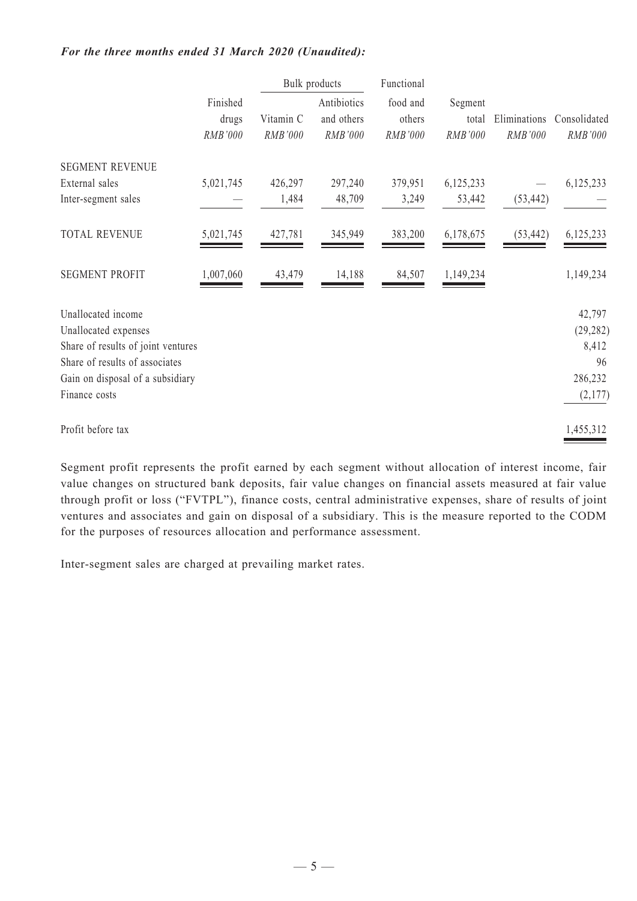***For the three months ended 31 March 2020 (Unaudited):***

| | Finished drugs | Bulk products | | Functional food and others | Segment total | Eliminations | Consolidated |
|---|---|---|---|---|---|---|---|
| | | Vitamin C | Antibiotics and others | | | | |
| | *RMB'000* | *RMB'000* | *RMB'000* | *RMB'000* | *RMB'000* | *RMB'000* | *RMB'000* |
| SEGMENT REVENUE | | | | | | | |
| External sales | 5,021,745 | 426,297 | 297,240 | 379,951 | 6,125,233 | — | 6,125,233 |
| Inter-segment sales | — | 1,484 | 48,709 | 3,249 | 53,442 | (53,442) | — |
| TOTAL REVENUE | 5,021,745 | 427,781 | 345,949 | 383,200 | 6,178,675 | (53,442) | 6,125,233 |
| SEGMENT PROFIT | 1,007,060 | 43,479 | 14,188 | 84,507 | 1,149,234 | | 1,149,234 |
| Unallocated income | | | | | | | 42,797 |
| Unallocated expenses | | | | | | | (29,282) |
| Share of results of joint ventures | | | | | | | 8,412 |
| Share of results of associates | | | | | | | 96 |
| Gain on disposal of a subsidiary | | | | | | | 286,232 |
| Finance costs | | | | | | | (2,177) |
| Profit before tax | | | | | | | 1,455,312 |

Segment profit represents the profit earned by each segment without allocation of interest income, fair value changes on structured bank deposits, fair value changes on financial assets measured at fair value through profit or loss ("FVTPL"), finance costs, central administrative expenses, share of results of joint ventures and associates and gain on disposal of a subsidiary. This is the measure reported to the CODM for the purposes of resources allocation and performance assessment.

Inter-segment sales are charged at prevailing market rates.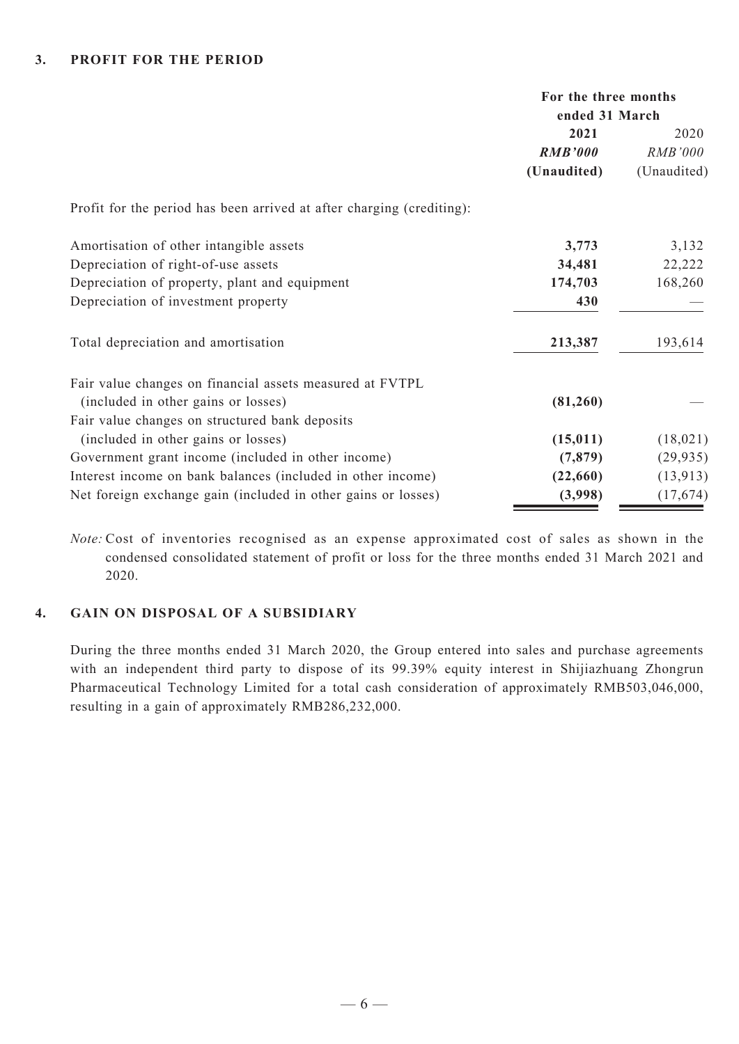## 3. PROFIT FOR THE PERIOD

| | For the three months ended 31 March | |
|---|---|---|
| | **2021** | 2020 |
| | ***RMB'000*** | *RMB'000* |
| | **(Unaudited)** | (Unaudited) |
| Profit for the period has been arrived at after charging (crediting): | | |
| Amortisation of other intangible assets | **3,773** | 3,132 |
| Depreciation of right-of-use assets | **34,481** | 22,222 |
| Depreciation of property, plant and equipment | **174,703** | 168,260 |
| Depreciation of investment property | **430** | — |
| Total depreciation and amortisation | **213,387** | 193,614 |
| Fair value changes on financial assets measured at FVTPL (included in other gains or losses) | **(81,260)** | — |
| Fair value changes on structured bank deposits (included in other gains or losses) | **(15,011)** | (18,021) |
| Government grant income (included in other income) | **(7,879)** | (29,935) |
| Interest income on bank balances (included in other income) | **(22,660)** | (13,913) |
| Net foreign exchange gain (included in other gains or losses) | **(3,998)** | (17,674) |

*Note:* Cost of inventories recognised as an expense approximated cost of sales as shown in the condensed consolidated statement of profit or loss for the three months ended 31 March 2021 and 2020.

## 4. GAIN ON DISPOSAL OF A SUBSIDIARY

During the three months ended 31 March 2020, the Group entered into sales and purchase agreements with an independent third party to dispose of its 99.39% equity interest in Shijiazhuang Zhongrun Pharmaceutical Technology Limited for a total cash consideration of approximately RMB503,046,000, resulting in a gain of approximately RMB286,232,000.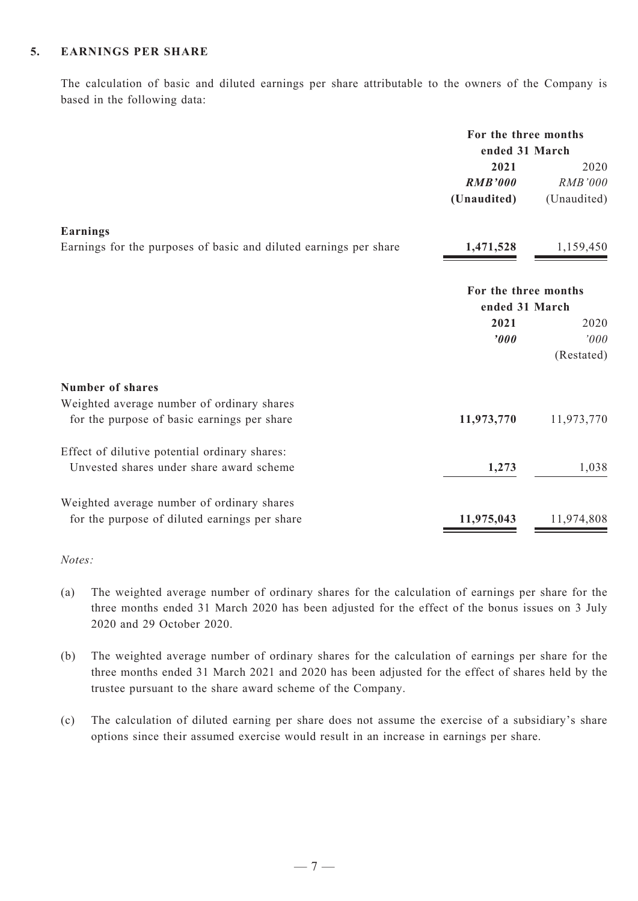## 5. EARNINGS PER SHARE

The calculation of basic and diluted earnings per share attributable to the owners of the Company is based in the following data:

| | For the three months ended 31 March | |
|---|---|---|
| | **2021** | 2020 |
| | ***RMB'000*** | *RMB'000* |
| | **(Unaudited)** | (Unaudited) |
| **Earnings** | | |
| Earnings for the purposes of basic and diluted earnings per share | **1,471,528** | 1,159,450 |

| | For the three months ended 31 March | |
|---|---|---|
| | **2021** | 2020 |
| | ***'000*** | *'000* |
| | | (Restated) |
| **Number of shares** | | |
| Weighted average number of ordinary shares for the purpose of basic earnings per share | **11,973,770** | 11,973,770 |
| Effect of dilutive potential ordinary shares: Unvested shares under share award scheme | **1,273** | 1,038 |
| Weighted average number of ordinary shares for the purpose of diluted earnings per share | **11,975,043** | 11,974,808 |

*Notes:*

(a) The weighted average number of ordinary shares for the calculation of earnings per share for the three months ended 31 March 2020 has been adjusted for the effect of the bonus issues on 3 July 2020 and 29 October 2020.

(b) The weighted average number of ordinary shares for the calculation of earnings per share for the three months ended 31 March 2021 and 2020 has been adjusted for the effect of shares held by the trustee pursuant to the share award scheme of the Company.

(c) The calculation of diluted earning per share does not assume the exercise of a subsidiary's share options since their assumed exercise would result in an increase in earnings per share.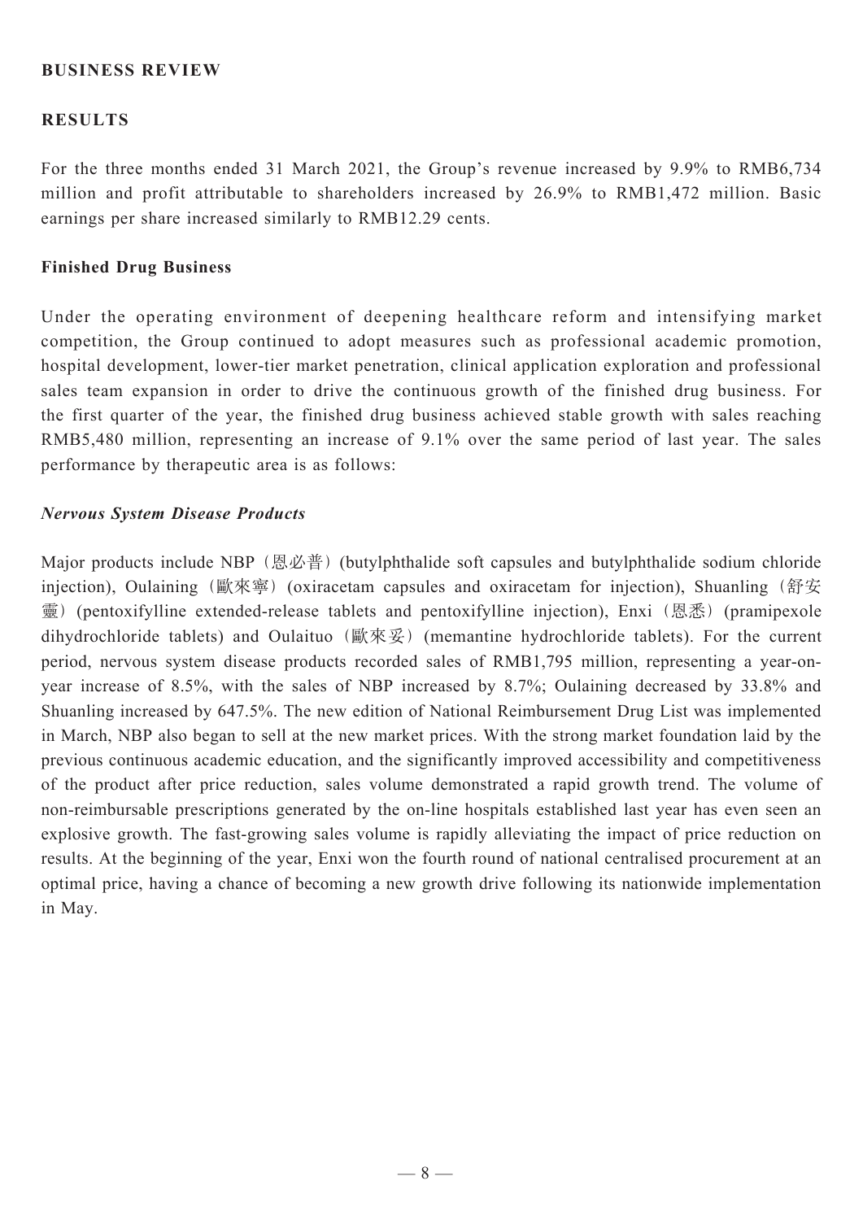## BUSINESS REVIEW

### RESULTS

For the three months ended 31 March 2021, the Group's revenue increased by 9.9% to RMB6,734 million and profit attributable to shareholders increased by 26.9% to RMB1,472 million. Basic earnings per share increased similarly to RMB12.29 cents.

### Finished Drug Business

Under the operating environment of deepening healthcare reform and intensifying market competition, the Group continued to adopt measures such as professional academic promotion, hospital development, lower-tier market penetration, clinical application exploration and professional sales team expansion in order to drive the continuous growth of the finished drug business. For the first quarter of the year, the finished drug business achieved stable growth with sales reaching RMB5,480 million, representing an increase of 9.1% over the same period of last year. The sales performance by therapeutic area is as follows:

#### *Nervous System Disease Products*

Major products include NBP（恩必普）(butylphthalide soft capsules and butylphthalide sodium chloride injection), Oulaining（歐來寧）(oxiracetam capsules and oxiracetam for injection), Shuanling（舒安靈）(pentoxifylline extended-release tablets and pentoxifylline injection), Enxi（恩悉）(pramipexole dihydrochloride tablets) and Oulaituo（歐來妥）(memantine hydrochloride tablets). For the current period, nervous system disease products recorded sales of RMB1,795 million, representing a year-on-year increase of 8.5%, with the sales of NBP increased by 8.7%; Oulaining decreased by 33.8% and Shuanling increased by 647.5%. The new edition of National Reimbursement Drug List was implemented in March, NBP also began to sell at the new market prices. With the strong market foundation laid by the previous continuous academic education, and the significantly improved accessibility and competitiveness of the product after price reduction, sales volume demonstrated a rapid growth trend. The volume of non-reimbursable prescriptions generated by the on-line hospitals established last year has even seen an explosive growth. The fast-growing sales volume is rapidly alleviating the impact of price reduction on results. At the beginning of the year, Enxi won the fourth round of national centralised procurement at an optimal price, having a chance of becoming a new growth drive following its nationwide implementation in May.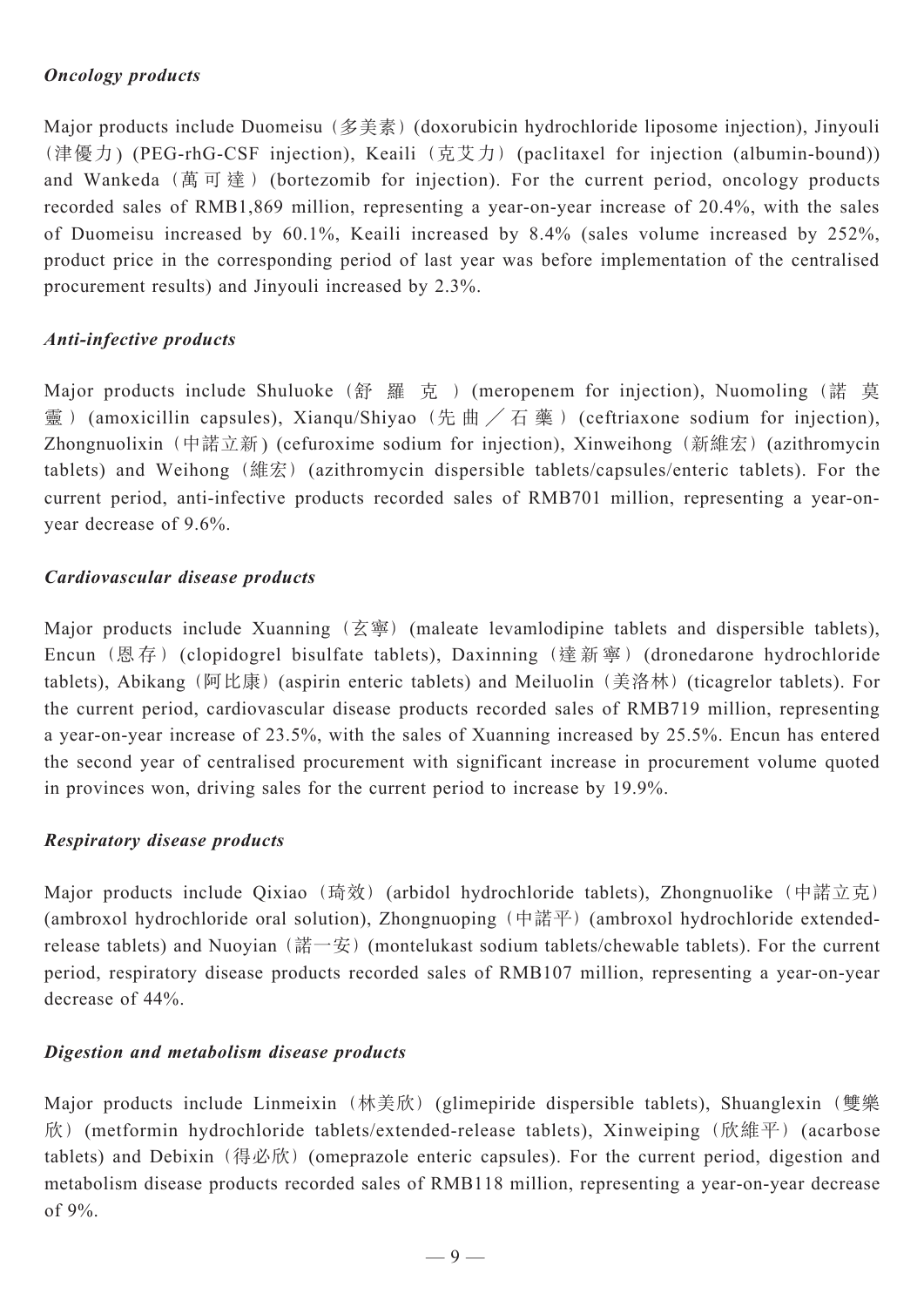### *Oncology products*

Major products include Duomeisu（多美素）(doxorubicin hydrochloride liposome injection), Jinyouli（津優力）(PEG-rhG-CSF injection), Keaili（克艾力）(paclitaxel for injection (albumin-bound)) and Wankeda（萬可達）(bortezomib for injection). For the current period, oncology products recorded sales of RMB1,869 million, representing a year-on-year increase of 20.4%, with the sales of Duomeisu increased by 60.1%, Keaili increased by 8.4% (sales volume increased by 252%, product price in the corresponding period of last year was before implementation of the centralised procurement results) and Jinyouli increased by 2.3%.

### *Anti-infective products*

Major products include Shuluoke（舒羅克）(meropenem for injection), Nuomoling（諾莫靈）(amoxicillin capsules), Xianqu/Shiyao（先曲／石藥）(ceftriaxone sodium for injection), Zhongnuolixin（中諾立新）(cefuroxime sodium for injection), Xinweihong（新維宏）(azithromycin tablets) and Weihong（維宏）(azithromycin dispersible tablets/capsules/enteric tablets). For the current period, anti-infective products recorded sales of RMB701 million, representing a year-on-year decrease of 9.6%.

### *Cardiovascular disease products*

Major products include Xuanning（玄寧）(maleate levamlodipine tablets and dispersible tablets), Encun（恩存）(clopidogrel bisulfate tablets), Daxinning（達新寧）(dronedarone hydrochloride tablets), Abikang（阿比康）(aspirin enteric tablets) and Meiluolin（美洛林）(ticagrelor tablets). For the current period, cardiovascular disease products recorded sales of RMB719 million, representing a year-on-year increase of 23.5%, with the sales of Xuanning increased by 25.5%. Encun has entered the second year of centralised procurement with significant increase in procurement volume quoted in provinces won, driving sales for the current period to increase by 19.9%.

### *Respiratory disease products*

Major products include Qixiao（琦效）(arbidol hydrochloride tablets), Zhongnuolike（中諾立克）(ambroxol hydrochloride oral solution), Zhongnuoping（中諾平）(ambroxol hydrochloride extended-release tablets) and Nuoyian（諾一安）(montelukast sodium tablets/chewable tablets). For the current period, respiratory disease products recorded sales of RMB107 million, representing a year-on-year decrease of 44%.

### *Digestion and metabolism disease products*

Major products include Linmeixin（林美欣）(glimepiride dispersible tablets), Shuanglexin（雙樂欣）(metformin hydrochloride tablets/extended-release tablets), Xinweiping（欣維平）(acarbose tablets) and Debixin（得必欣）(omeprazole enteric capsules). For the current period, digestion and metabolism disease products recorded sales of RMB118 million, representing a year-on-year decrease of 9%.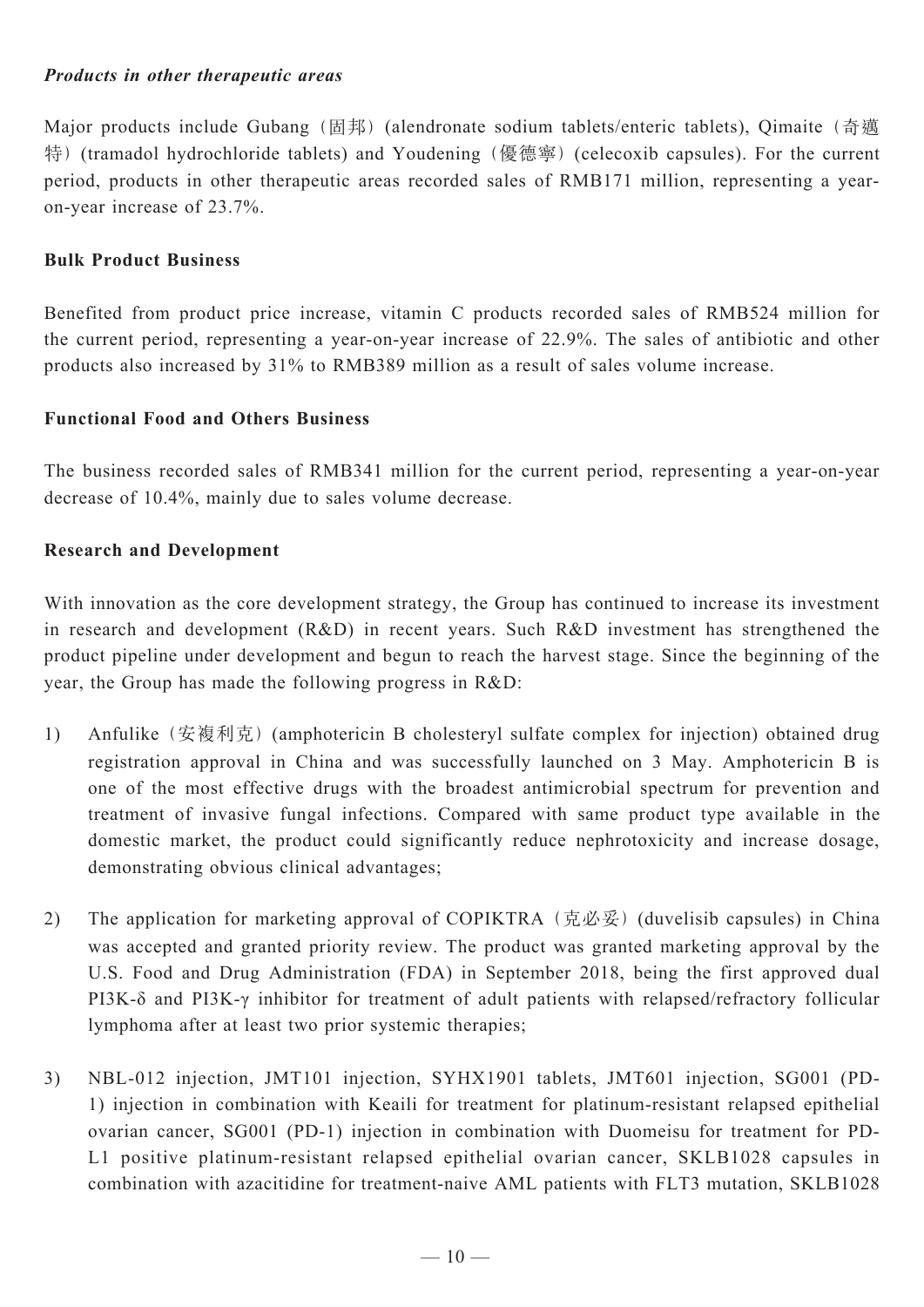***Products in other therapeutic areas***

Major products include Gubang（固邦）(alendronate sodium tablets/enteric tablets), Qimaite（奇邁特）(tramadol hydrochloride tablets) and Youdening（優德寧）(celecoxib capsules). For the current period, products in other therapeutic areas recorded sales of RMB171 million, representing a year-on-year increase of 23.7%.

**Bulk Product Business**

Benefited from product price increase, vitamin C products recorded sales of RMB524 million for the current period, representing a year-on-year increase of 22.9%. The sales of antibiotic and other products also increased by 31% to RMB389 million as a result of sales volume increase.

**Functional Food and Others Business**

The business recorded sales of RMB341 million for the current period, representing a year-on-year decrease of 10.4%, mainly due to sales volume decrease.

**Research and Development**

With innovation as the core development strategy, the Group has continued to increase its investment in research and development (R&D) in recent years. Such R&D investment has strengthened the product pipeline under development and begun to reach the harvest stage. Since the beginning of the year, the Group has made the following progress in R&D:

1) Anfulike（安複利克）(amphotericin B cholesteryl sulfate complex for injection) obtained drug registration approval in China and was successfully launched on 3 May. Amphotericin B is one of the most effective drugs with the broadest antimicrobial spectrum for prevention and treatment of invasive fungal infections. Compared with same product type available in the domestic market, the product could significantly reduce nephrotoxicity and increase dosage, demonstrating obvious clinical advantages;

2) The application for marketing approval of COPIKTRA（克必妥）(duvelisib capsules) in China was accepted and granted priority review. The product was granted marketing approval by the U.S. Food and Drug Administration (FDA) in September 2018, being the first approved dual PI3K-δ and PI3K-γ inhibitor for treatment of adult patients with relapsed/refractory follicular lymphoma after at least two prior systemic therapies;

3) NBL-012 injection, JMT101 injection, SYHX1901 tablets, JMT601 injection, SG001 (PD-1) injection in combination with Keaili for treatment for platinum-resistant relapsed epithelial ovarian cancer, SG001 (PD-1) injection in combination with Duomeisu for treatment for PD-L1 positive platinum-resistant relapsed epithelial ovarian cancer, SKLB1028 capsules in combination with azacitidine for treatment-naive AML patients with FLT3 mutation, SKLB1028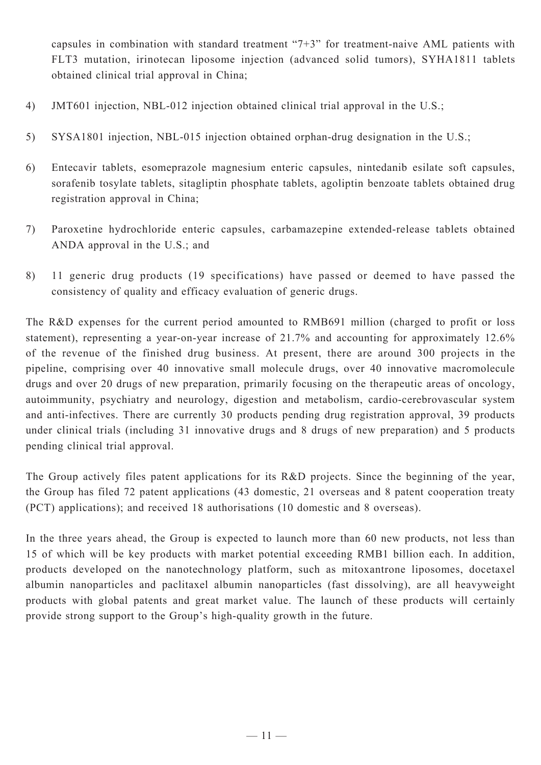capsules in combination with standard treatment "7+3" for treatment-naive AML patients with FLT3 mutation, irinotecan liposome injection (advanced solid tumors), SYHA1811 tablets obtained clinical trial approval in China;

4) JMT601 injection, NBL-012 injection obtained clinical trial approval in the U.S.;

5) SYSA1801 injection, NBL-015 injection obtained orphan-drug designation in the U.S.;

6) Entecavir tablets, esomeprazole magnesium enteric capsules, nintedanib esilate soft capsules, sorafenib tosylate tablets, sitagliptin phosphate tablets, agoliptin benzoate tablets obtained drug registration approval in China;

7) Paroxetine hydrochloride enteric capsules, carbamazepine extended-release tablets obtained ANDA approval in the U.S.; and

8) 11 generic drug products (19 specifications) have passed or deemed to have passed the consistency of quality and efficacy evaluation of generic drugs.

The R&D expenses for the current period amounted to RMB691 million (charged to profit or loss statement), representing a year-on-year increase of 21.7% and accounting for approximately 12.6% of the revenue of the finished drug business. At present, there are around 300 projects in the pipeline, comprising over 40 innovative small molecule drugs, over 40 innovative macromolecule drugs and over 20 drugs of new preparation, primarily focusing on the therapeutic areas of oncology, autoimmunity, psychiatry and neurology, digestion and metabolism, cardio-cerebrovascular system and anti-infectives. There are currently 30 products pending drug registration approval, 39 products under clinical trials (including 31 innovative drugs and 8 drugs of new preparation) and 5 products pending clinical trial approval.

The Group actively files patent applications for its R&D projects. Since the beginning of the year, the Group has filed 72 patent applications (43 domestic, 21 overseas and 8 patent cooperation treaty (PCT) applications); and received 18 authorisations (10 domestic and 8 overseas).

In the three years ahead, the Group is expected to launch more than 60 new products, not less than 15 of which will be key products with market potential exceeding RMB1 billion each. In addition, products developed on the nanotechnology platform, such as mitoxantrone liposomes, docetaxel albumin nanoparticles and paclitaxel albumin nanoparticles (fast dissolving), are all heavyweight products with global patents and great market value. The launch of these products will certainly provide strong support to the Group's high-quality growth in the future.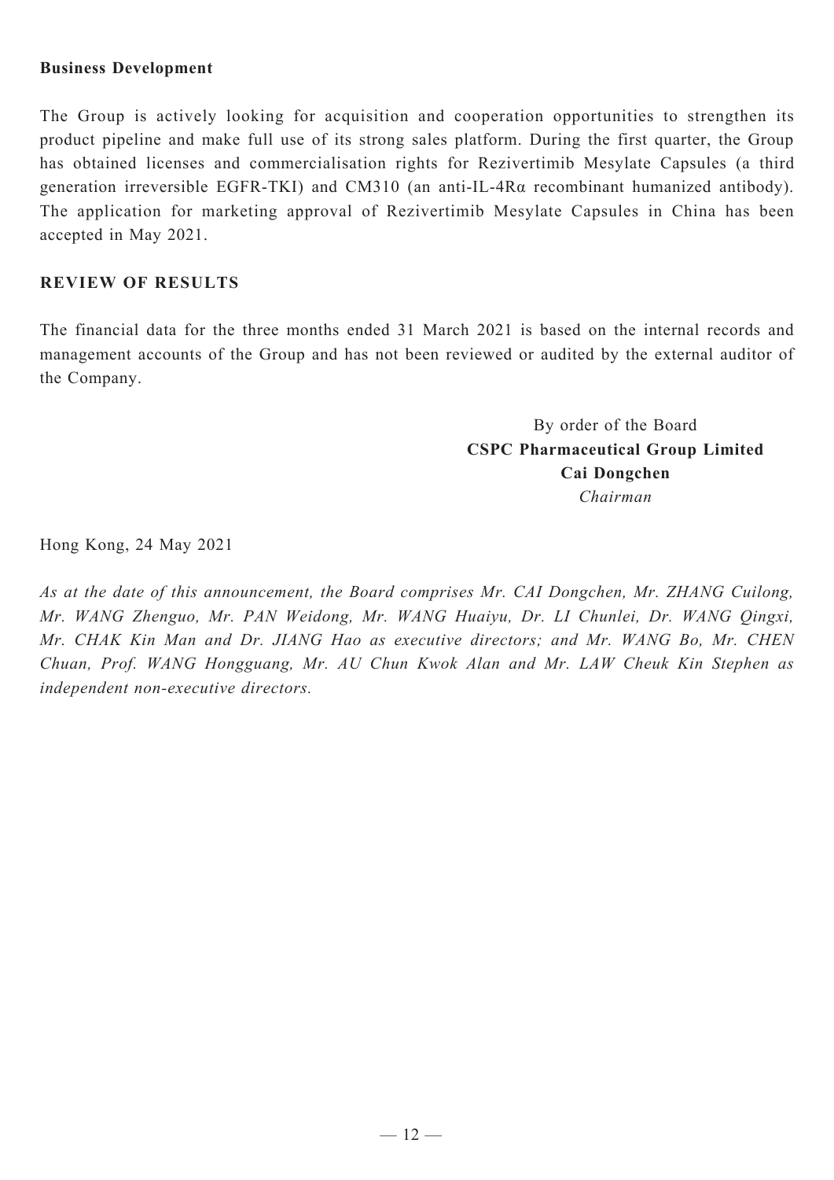### Business Development

The Group is actively looking for acquisition and cooperation opportunities to strengthen its product pipeline and make full use of its strong sales platform. During the first quarter, the Group has obtained licenses and commercialisation rights for Rezivertimib Mesylate Capsules (a third generation irreversible EGFR-TKI) and CM310 (an anti-IL-4Rα recombinant humanized antibody). The application for marketing approval of Rezivertimib Mesylate Capsules in China has been accepted in May 2021.

## REVIEW OF RESULTS

The financial data for the three months ended 31 March 2021 is based on the internal records and management accounts of the Group and has not been reviewed or audited by the external auditor of the Company.

By order of the Board
**CSPC Pharmaceutical Group Limited**
**Cai Dongchen**
*Chairman*

Hong Kong, 24 May 2021

*As at the date of this announcement, the Board comprises Mr. CAI Dongchen, Mr. ZHANG Cuilong, Mr. WANG Zhenguo, Mr. PAN Weidong, Mr. WANG Huaiyu, Dr. LI Chunlei, Dr. WANG Qingxi, Mr. CHAK Kin Man and Dr. JIANG Hao as executive directors; and Mr. WANG Bo, Mr. CHEN Chuan, Prof. WANG Hongguang, Mr. AU Chun Kwok Alan and Mr. LAW Cheuk Kin Stephen as independent non-executive directors.*